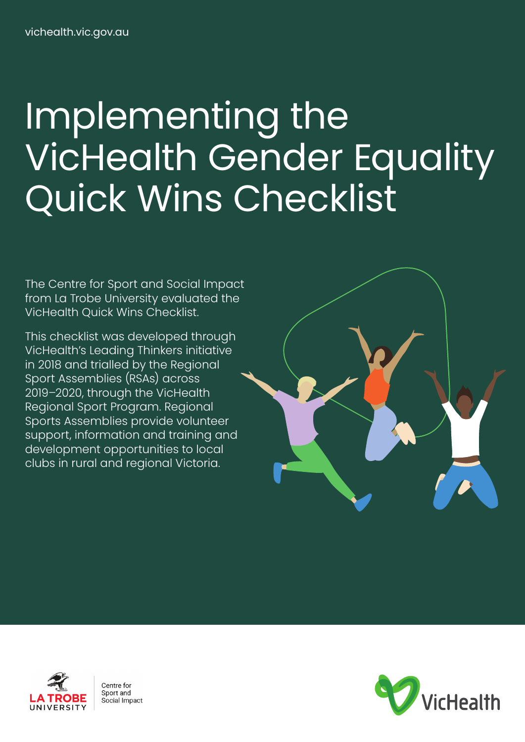vichealth.vic.gov.au

# Implementing the VicHealth Gender Equality Quick Wins Checklist

The Centre for Sport and Social Impact from La Trobe University evaluated the VicHealth Quick Wins Checklist.

This checklist was developed through VicHealth's Leading Thinkers initiative in 2018 and trialled by the Regional Sport Assemblies (RSAs) across 2019–2020, through the VicHealth Regional Sport Program. Regional Sports Assemblies provide volunteer support, information and training and development opportunities to local clubs in rural and regional Victoria.

LA TROBE UNIVERSITY | Centre for Sport and Social Impact

VicHealth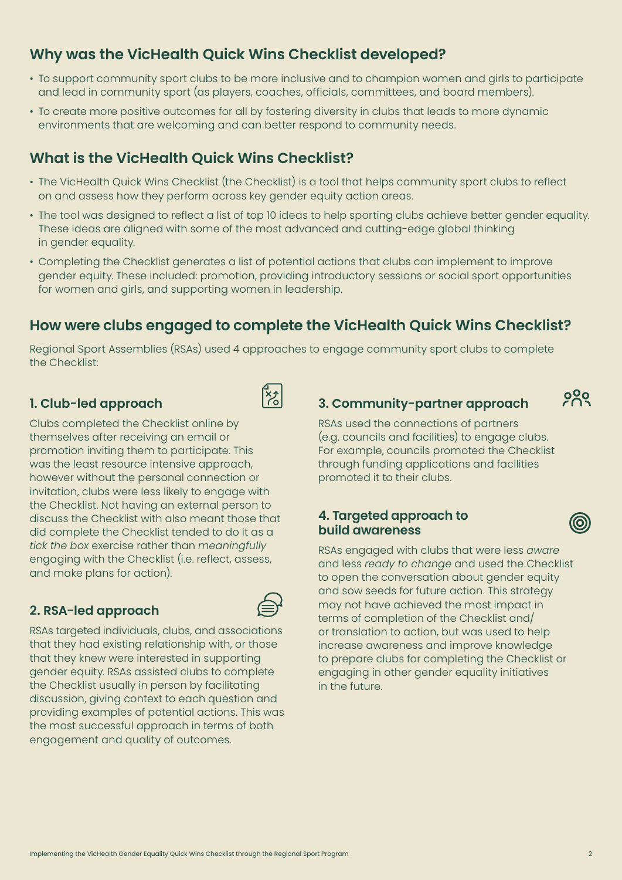## Why was the VicHealth Quick Wins Checklist developed?

- To support community sport clubs to be more inclusive and to champion women and girls to participate and lead in community sport (as players, coaches, officials, committees, and board members).
- To create more positive outcomes for all by fostering diversity in clubs that leads to more dynamic environments that are welcoming and can better respond to community needs.

## What is the VicHealth Quick Wins Checklist?

- The VicHealth Quick Wins Checklist (the Checklist) is a tool that helps community sport clubs to reflect on and assess how they perform across key gender equity action areas.
- The tool was designed to reflect a list of top 10 ideas to help sporting clubs achieve better gender equality. These ideas are aligned with some of the most advanced and cutting-edge global thinking in gender equality.
- Completing the Checklist generates a list of potential actions that clubs can implement to improve gender equity. These included: promotion, providing introductory sessions or social sport opportunities for women and girls, and supporting women in leadership.

## How were clubs engaged to complete the VicHealth Quick Wins Checklist?

Regional Sport Assemblies (RSAs) used 4 approaches to engage community sport clubs to complete the Checklist:

### 1. Club-led approach

Clubs completed the Checklist online by themselves after receiving an email or promotion inviting them to participate. This was the least resource intensive approach, however without the personal connection or invitation, clubs were less likely to engage with the Checklist. Not having an external person to discuss the Checklist with also meant those that did complete the Checklist tended to do it as a *tick the box* exercise rather than *meaningfully* engaging with the Checklist (i.e. reflect, assess, and make plans for action).

### 2. RSA-led approach

RSAs targeted individuals, clubs, and associations that they had existing relationship with, or those that they knew were interested in supporting gender equity. RSAs assisted clubs to complete the Checklist usually in person by facilitating discussion, giving context to each question and providing examples of potential actions. This was the most successful approach in terms of both engagement and quality of outcomes.

### 3. Community-partner approach

RSAs used the connections of partners (e.g. councils and facilities) to engage clubs. For example, councils promoted the Checklist through funding applications and facilities promoted it to their clubs.

### 4. Targeted approach to build awareness

RSAs engaged with clubs that were less *aware* and less *ready to change* and used the Checklist to open the conversation about gender equity and sow seeds for future action. This strategy may not have achieved the most impact in terms of completion of the Checklist and/or translation to action, but was used to help increase awareness and improve knowledge to prepare clubs for completing the Checklist or engaging in other gender equality initiatives in the future.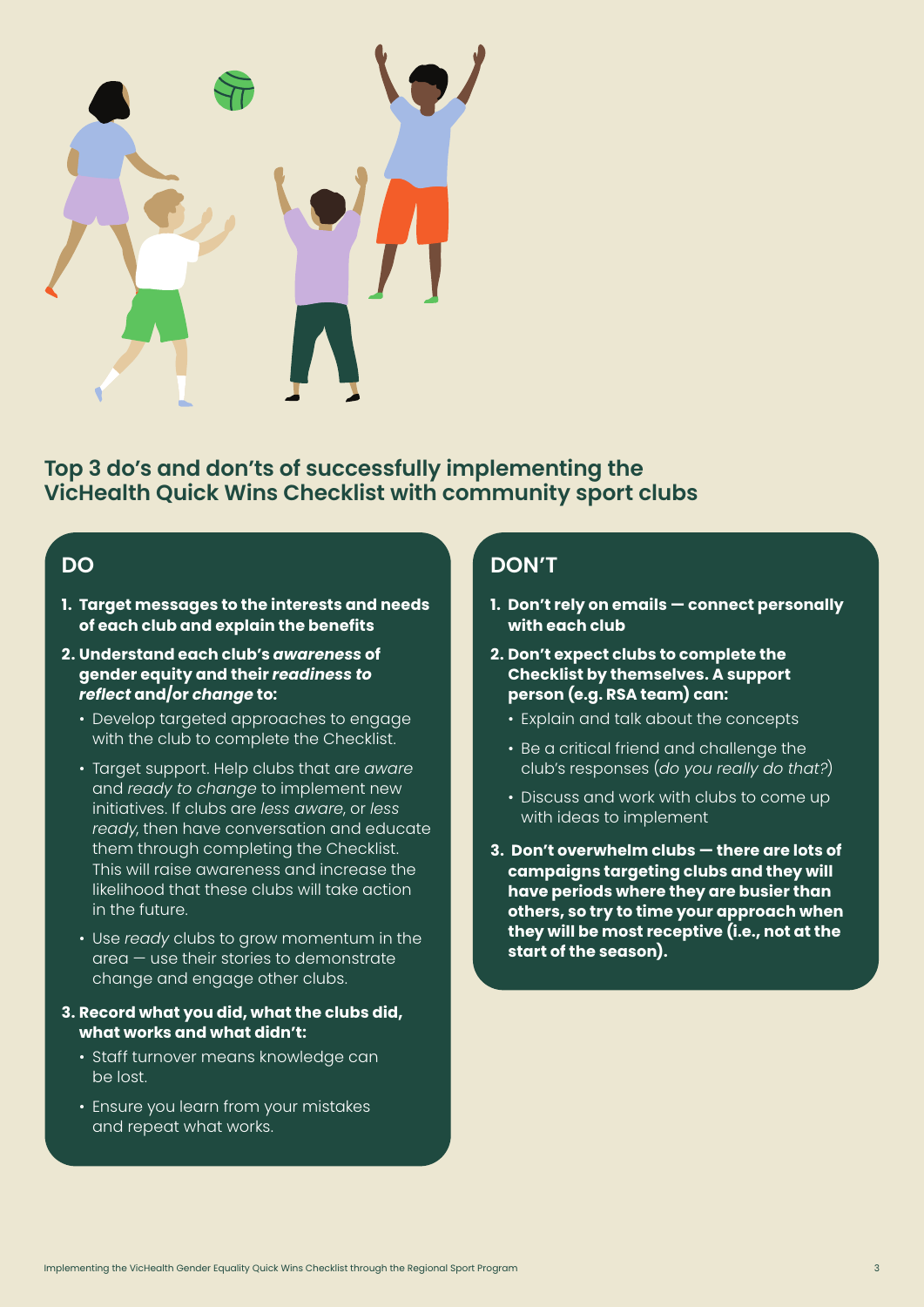## Top 3 do's and don'ts of successfully implementing the VicHealth Quick Wins Checklist with community sport clubs

### DO

1. **Target messages to the interests and needs of each club and explain the benefits**
2. **Understand each club's *awareness* of gender equity and their *readiness to reflect* and/or *change* to:**
   - Develop targeted approaches to engage with the club to complete the Checklist.
   - Target support. Help clubs that are *aware* and *ready to change* to implement new initiatives. If clubs are *less aware*, or *less ready*, then have conversation and educate them through completing the Checklist. This will raise awareness and increase the likelihood that these clubs will take action in the future.
   - Use *ready* clubs to grow momentum in the area — use their stories to demonstrate change and engage other clubs.
3. **Record what you did, what the clubs did, what works and what didn't:**
   - Staff turnover means knowledge can be lost.
   - Ensure you learn from your mistakes and repeat what works.

### DON'T

1. **Don't rely on emails — connect personally with each club**
2. **Don't expect clubs to complete the Checklist by themselves. A support person (e.g. RSA team) can:**
   - Explain and talk about the concepts
   - Be a critical friend and challenge the club's responses (*do you really do that?*)
   - Discuss and work with clubs to come up with ideas to implement
3. **Don't overwhelm clubs — there are lots of campaigns targeting clubs and they will have periods where they are busier than others, so try to time your approach when they will be most receptive (i.e., not at the start of the season).**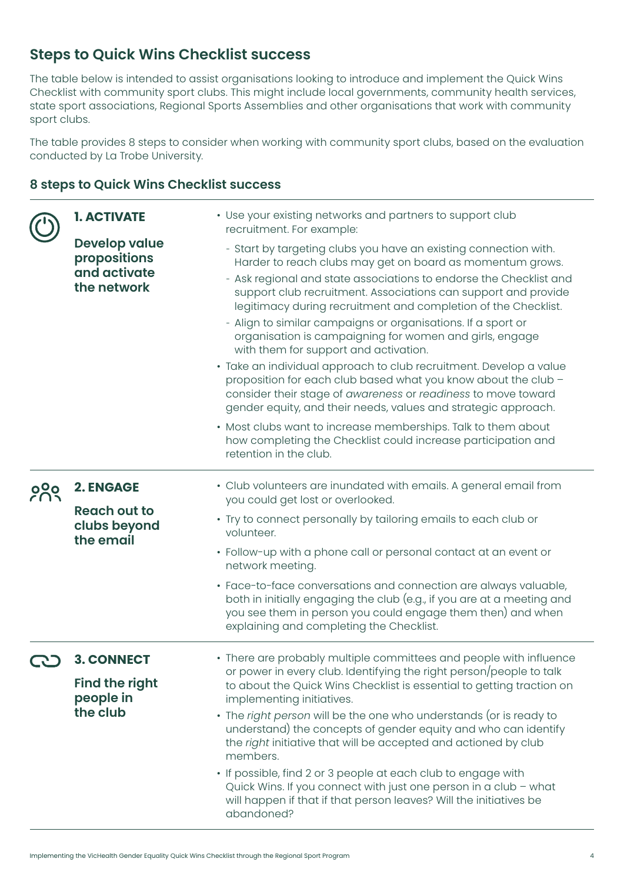## Steps to Quick Wins Checklist success

The table below is intended to assist organisations looking to introduce and implement the Quick Wins Checklist with community sport clubs. This might include local governments, community health services, state sport associations, Regional Sports Assemblies and other organisations that work with community sport clubs.

The table provides 8 steps to consider when working with community sport clubs, based on the evaluation conducted by La Trobe University.

### 8 steps to Quick Wins Checklist success

| Step | Actions |
| --- | --- |
| **1. ACTIVATE**<br>**Develop value propositions and activate the network** | • Use your existing networks and partners to support club recruitment. For example:<br>- Start by targeting clubs you have an existing connection with. Harder to reach clubs may get on board as momentum grows.<br>- Ask regional and state associations to endorse the Checklist and support club recruitment. Associations can support and provide legitimacy during recruitment and completion of the Checklist.<br>- Align to similar campaigns or organisations. If a sport or organisation is campaigning for women and girls, engage with them for support and activation.<br>• Take an individual approach to club recruitment. Develop a value proposition for each club based what you know about the club – consider their stage of *awareness* or *readiness* to move toward gender equity, and their needs, values and strategic approach.<br>• Most clubs want to increase memberships. Talk to them about how completing the Checklist could increase participation and retention in the club. |
| **2. ENGAGE**<br>**Reach out to clubs beyond the email** | • Club volunteers are inundated with emails. A general email from you could get lost or overlooked.<br>• Try to connect personally by tailoring emails to each club or volunteer.<br>• Follow-up with a phone call or personal contact at an event or network meeting.<br>• Face-to-face conversations and connection are always valuable, both in initially engaging the club (e.g., if you are at a meeting and you see them in person you could engage them then) and when explaining and completing the Checklist. |
| **3. CONNECT**<br>**Find the right people in the club** | • There are probably multiple committees and people with influence or power in every club. Identifying the right person/people to talk to about the Quick Wins Checklist is essential to getting traction on implementing initiatives.<br>• The *right person* will be the one who understands (or is ready to understand) the concepts of gender equity and who can identify the *right* initiative that will be accepted and actioned by club members.<br>• If possible, find 2 or 3 people at each club to engage with Quick Wins. If you connect with just one person in a club – what will happen if that if that person leaves? Will the initiatives be abandoned? |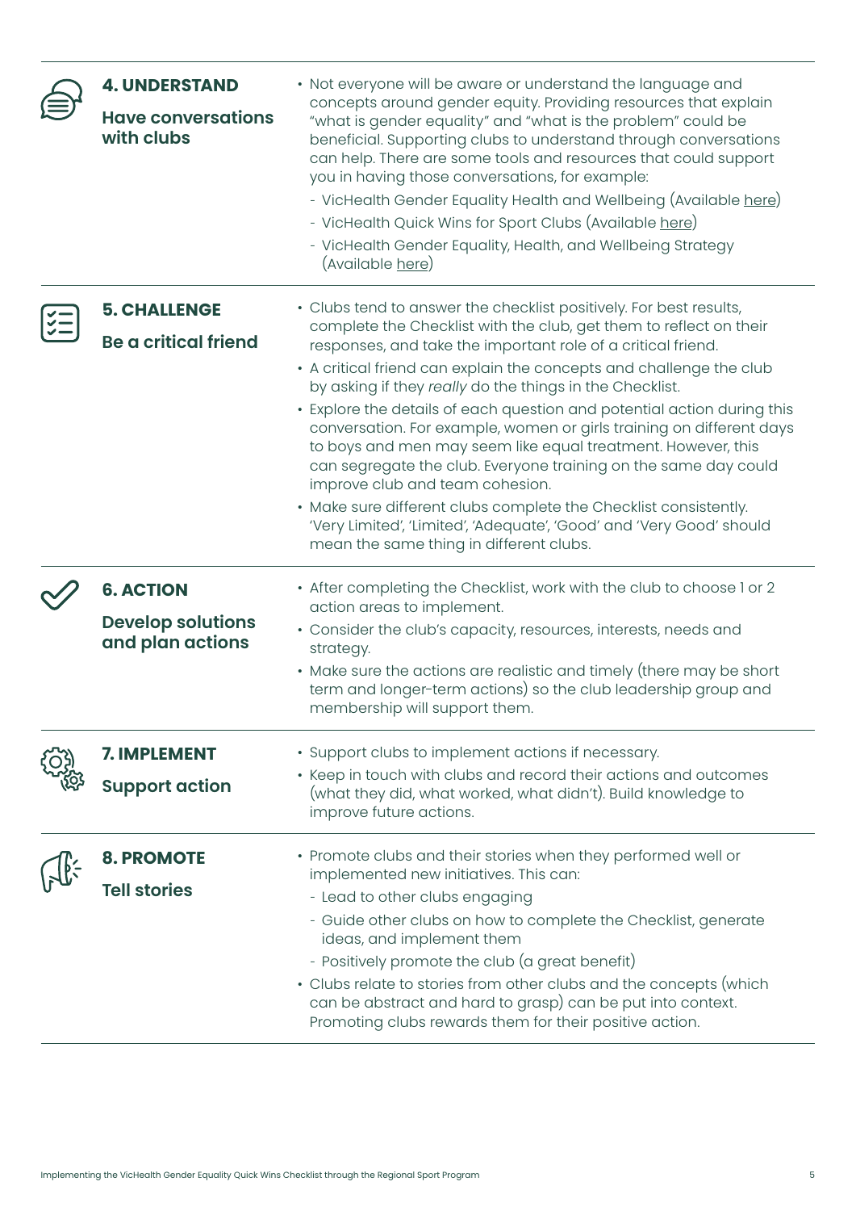## 4. UNDERSTAND

### Have conversations with clubs

- Not everyone will be aware or understand the language and concepts around gender equity. Providing resources that explain "what is gender equality" and "what is the problem" could be beneficial. Supporting clubs to understand through conversations can help. There are some tools and resources that could support you in having those conversations, for example:
  - VicHealth Gender Equality Health and Wellbeing (Available here)
  - VicHealth Quick Wins for Sport Clubs (Available here)
  - VicHealth Gender Equality, Health, and Wellbeing Strategy (Available here)

## 5. CHALLENGE

### Be a critical friend

- Clubs tend to answer the checklist positively. For best results, complete the Checklist with the club, get them to reflect on their responses, and take the important role of a critical friend.
- A critical friend can explain the concepts and challenge the club by asking if they *really* do the things in the Checklist.
- Explore the details of each question and potential action during this conversation. For example, women or girls training on different days to boys and men may seem like equal treatment. However, this can segregate the club. Everyone training on the same day could improve club and team cohesion.
- Make sure different clubs complete the Checklist consistently. 'Very Limited', 'Limited', 'Adequate', 'Good' and 'Very Good' should mean the same thing in different clubs.

## 6. ACTION

### Develop solutions and plan actions

- After completing the Checklist, work with the club to choose 1 or 2 action areas to implement.
- Consider the club's capacity, resources, interests, needs and strategy.
- Make sure the actions are realistic and timely (there may be short term and longer-term actions) so the club leadership group and membership will support them.

## 7. IMPLEMENT

### Support action

- Support clubs to implement actions if necessary.
- Keep in touch with clubs and record their actions and outcomes (what they did, what worked, what didn't). Build knowledge to improve future actions.

## 8. PROMOTE

### Tell stories

- Promote clubs and their stories when they performed well or implemented new initiatives. This can:
  - Lead to other clubs engaging
  - Guide other clubs on how to complete the Checklist, generate ideas, and implement them
  - Positively promote the club (a great benefit)
- Clubs relate to stories from other clubs and the concepts (which can be abstract and hard to grasp) can be put into context. Promoting clubs rewards them for their positive action.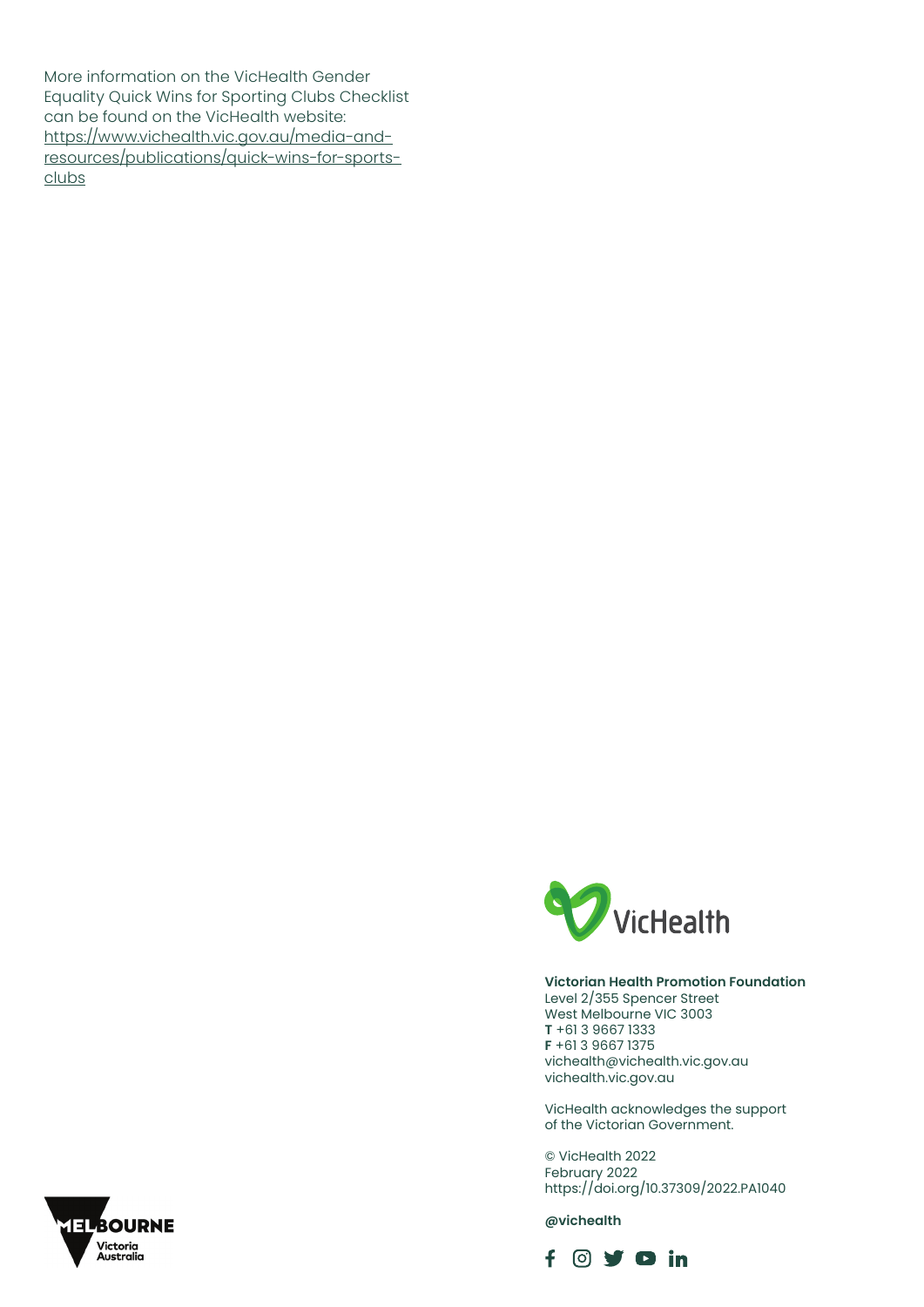More information on the VicHealth Gender Equality Quick Wins for Sporting Clubs Checklist can be found on the VicHealth website: https://www.vichealth.vic.gov.au/media-and-resources/publications/quick-wins-for-sports-clubs

VicHealth

**Victorian Health Promotion Foundation**
Level 2/355 Spencer Street
West Melbourne VIC 3003
**T** +61 3 9667 1333
**F** +61 3 9667 1375
vichealth@vichealth.vic.gov.au
vichealth.vic.gov.au

VicHealth acknowledges the support of the Victorian Government.

© VicHealth 2022
February 2022
https://doi.org/10.37309/2022.PA1040

**@vichealth**

MELBOURNE Victoria Australia